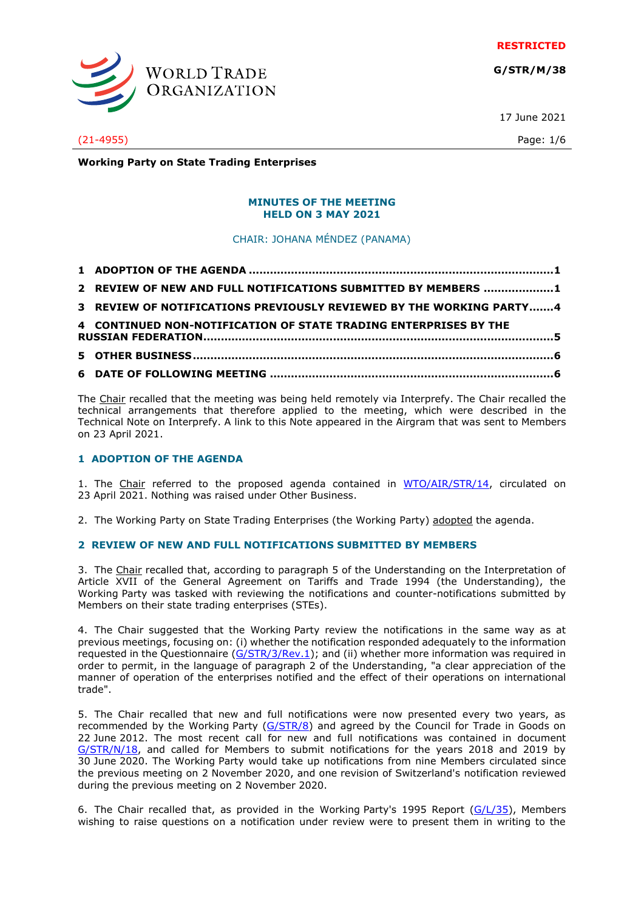RESTRICTED

**G/STR/M/38**

17 June 2021

(21-4955)

**Working Party on State Trading Enterprises**

**MINUTES OF THE MEETING**
**HELD ON 3 MAY 2021**

CHAIR: JOHANA MÉNDEZ (PANAMA)

1 ADOPTION OF THE AGENDA ........................................................................................1
2 REVIEW OF NEW AND FULL NOTIFICATIONS SUBMITTED BY MEMBERS ....................1
3 REVIEW OF NOTIFICATIONS PREVIOUSLY REVIEWED BY THE WORKING PARTY.......4
4 CONTINUED NON-NOTIFICATION OF STATE TRADING ENTERPRISES BY THE RUSSIAN FEDERATION....................................................................................................5
5 OTHER BUSINESS........................................................................................................6
6 DATE OF FOLLOWING MEETING ..................................................................................6

The Chair recalled that the meeting was being held remotely via Interprefy. The Chair recalled the technical arrangements that therefore applied to the meeting, which were described in the Technical Note on Interprefy. A link to this Note appeared in the Airgram that was sent to Members on 23 April 2021.

## 1 ADOPTION OF THE AGENDA

1. The Chair referred to the proposed agenda contained in WTO/AIR/STR/14, circulated on 23 April 2021. Nothing was raised under Other Business.

2. The Working Party on State Trading Enterprises (the Working Party) adopted the agenda.

## 2 REVIEW OF NEW AND FULL NOTIFICATIONS SUBMITTED BY MEMBERS

3. The Chair recalled that, according to paragraph 5 of the Understanding on the Interpretation of Article XVII of the General Agreement on Tariffs and Trade 1994 (the Understanding), the Working Party was tasked with reviewing the notifications and counter-notifications submitted by Members on their state trading enterprises (STEs).

4. The Chair suggested that the Working Party review the notifications in the same way as at previous meetings, focusing on: (i) whether the notification responded adequately to the information requested in the Questionnaire (G/STR/3/Rev.1); and (ii) whether more information was required in order to permit, in the language of paragraph 2 of the Understanding, "a clear appreciation of the manner of operation of the enterprises notified and the effect of their operations on international trade".

5. The Chair recalled that new and full notifications were now presented every two years, as recommended by the Working Party (G/STR/8) and agreed by the Council for Trade in Goods on 22 June 2012. The most recent call for new and full notifications was contained in document G/STR/N/18, and called for Members to submit notifications for the years 2018 and 2019 by 30 June 2020. The Working Party would take up notifications from nine Members circulated since the previous meeting on 2 November 2020, and one revision of Switzerland's notification reviewed during the previous meeting on 2 November 2020.

6. The Chair recalled that, as provided in the Working Party's 1995 Report (G/L/35), Members wishing to raise questions on a notification under review were to present them in writing to the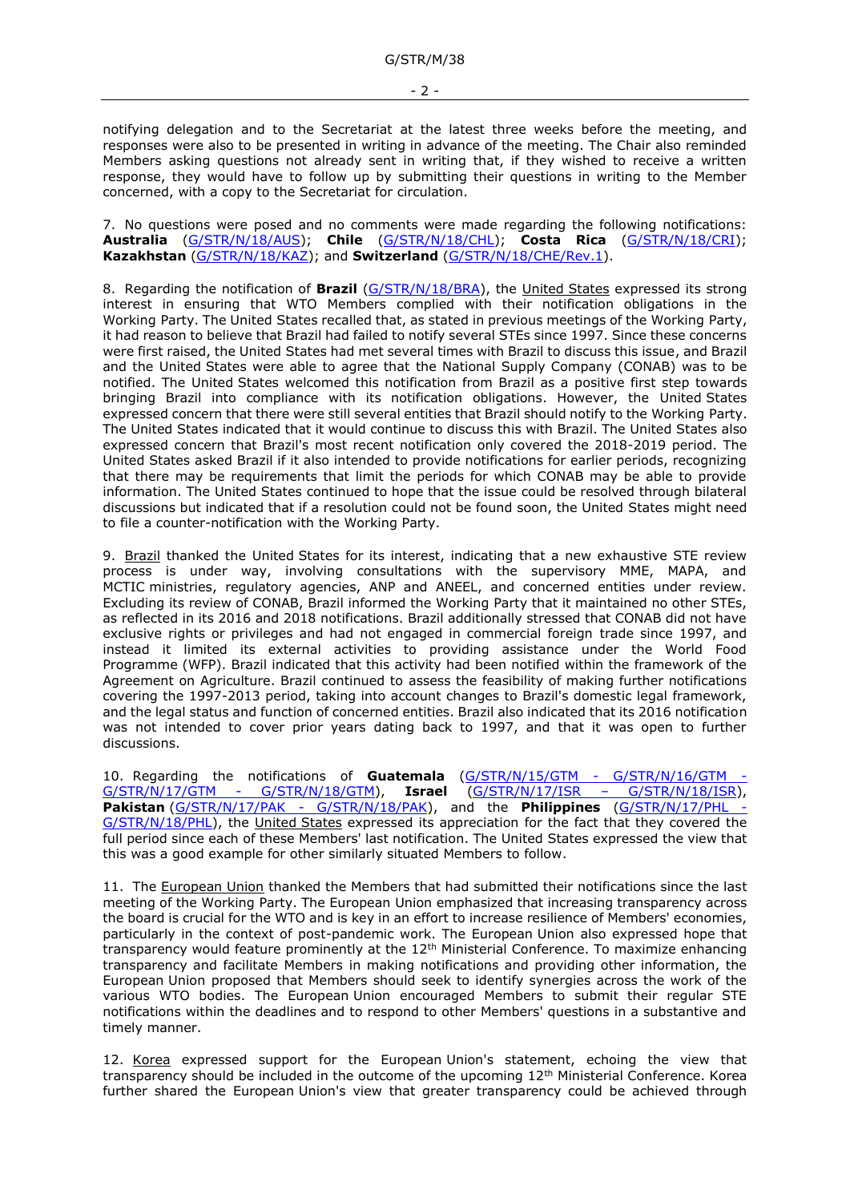notifying delegation and to the Secretariat at the latest three weeks before the meeting, and responses were also to be presented in writing in advance of the meeting. The Chair also reminded Members asking questions not already sent in writing that, if they wished to receive a written response, they would have to follow up by submitting their questions in writing to the Member concerned, with a copy to the Secretariat for circulation.

7. No questions were posed and no comments were made regarding the following notifications: **Australia** (G/STR/N/18/AUS); **Chile** (G/STR/N/18/CHL); **Costa Rica** (G/STR/N/18/CRI); **Kazakhstan** (G/STR/N/18/KAZ); and **Switzerland** (G/STR/N/18/CHE/Rev.1).

8. Regarding the notification of **Brazil** (G/STR/N/18/BRA), the United States expressed its strong interest in ensuring that WTO Members complied with their notification obligations in the Working Party. The United States recalled that, as stated in previous meetings of the Working Party, it had reason to believe that Brazil had failed to notify several STEs since 1997. Since these concerns were first raised, the United States had met several times with Brazil to discuss this issue, and Brazil and the United States were able to agree that the National Supply Company (CONAB) was to be notified. The United States welcomed this notification from Brazil as a positive first step towards bringing Brazil into compliance with its notification obligations. However, the United States expressed concern that there were still several entities that Brazil should notify to the Working Party. The United States indicated that it would continue to discuss this with Brazil. The United States also expressed concern that Brazil's most recent notification only covered the 2018-2019 period. The United States asked Brazil if it also intended to provide notifications for earlier periods, recognizing that there may be requirements that limit the periods for which CONAB may be able to provide information. The United States continued to hope that the issue could be resolved through bilateral discussions but indicated that if a resolution could not be found soon, the United States might need to file a counter-notification with the Working Party.

9. Brazil thanked the United States for its interest, indicating that a new exhaustive STE review process is under way, involving consultations with the supervisory MME, MAPA, and MCTIC ministries, regulatory agencies, ANP and ANEEL, and concerned entities under review. Excluding its review of CONAB, Brazil informed the Working Party that it maintained no other STEs, as reflected in its 2016 and 2018 notifications. Brazil additionally stressed that CONAB did not have exclusive rights or privileges and had not engaged in commercial foreign trade since 1997, and instead it limited its external activities to providing assistance under the World Food Programme (WFP). Brazil indicated that this activity had been notified within the framework of the Agreement on Agriculture. Brazil continued to assess the feasibility of making further notifications covering the 1997-2013 period, taking into account changes to Brazil's domestic legal framework, and the legal status and function of concerned entities. Brazil also indicated that its 2016 notification was not intended to cover prior years dating back to 1997, and that it was open to further discussions.

10. Regarding the notifications of **Guatemala** (G/STR/N/15/GTM - G/STR/N/16/GTM - G/STR/N/17/GTM - G/STR/N/18/GTM), **Israel** (G/STR/N/17/ISR – G/STR/N/18/ISR), **Pakistan** (G/STR/N/17/PAK - G/STR/N/18/PAK), and the **Philippines** (G/STR/N/17/PHL - G/STR/N/18/PHL), the United States expressed its appreciation for the fact that they covered the full period since each of these Members' last notification. The United States expressed the view that this was a good example for other similarly situated Members to follow.

11. The European Union thanked the Members that had submitted their notifications since the last meeting of the Working Party. The European Union emphasized that increasing transparency across the board is crucial for the WTO and is key in an effort to increase resilience of Members' economies, particularly in the context of post-pandemic work. The European Union also expressed hope that transparency would feature prominently at the 12th Ministerial Conference. To maximize enhancing transparency and facilitate Members in making notifications and providing other information, the European Union proposed that Members should seek to identify synergies across the work of the various WTO bodies. The European Union encouraged Members to submit their regular STE notifications within the deadlines and to respond to other Members' questions in a substantive and timely manner.

12. Korea expressed support for the European Union's statement, echoing the view that transparency should be included in the outcome of the upcoming 12th Ministerial Conference. Korea further shared the European Union's view that greater transparency could be achieved through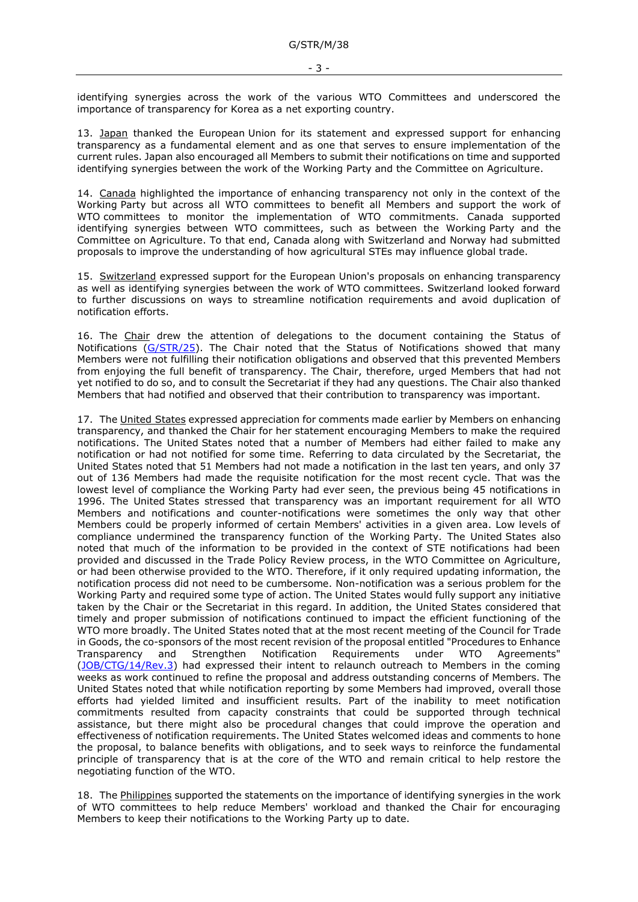identifying synergies across the work of the various WTO Committees and underscored the importance of transparency for Korea as a net exporting country.

13. Japan thanked the European Union for its statement and expressed support for enhancing transparency as a fundamental element and as one that serves to ensure implementation of the current rules. Japan also encouraged all Members to submit their notifications on time and supported identifying synergies between the work of the Working Party and the Committee on Agriculture.

14. Canada highlighted the importance of enhancing transparency not only in the context of the Working Party but across all WTO committees to benefit all Members and support the work of WTO committees to monitor the implementation of WTO commitments. Canada supported identifying synergies between WTO committees, such as between the Working Party and the Committee on Agriculture. To that end, Canada along with Switzerland and Norway had submitted proposals to improve the understanding of how agricultural STEs may influence global trade.

15. Switzerland expressed support for the European Union's proposals on enhancing transparency as well as identifying synergies between the work of WTO committees. Switzerland looked forward to further discussions on ways to streamline notification requirements and avoid duplication of notification efforts.

16. The Chair drew the attention of delegations to the document containing the Status of Notifications (G/STR/25). The Chair noted that the Status of Notifications showed that many Members were not fulfilling their notification obligations and observed that this prevented Members from enjoying the full benefit of transparency. The Chair, therefore, urged Members that had not yet notified to do so, and to consult the Secretariat if they had any questions. The Chair also thanked Members that had notified and observed that their contribution to transparency was important.

17. The United States expressed appreciation for comments made earlier by Members on enhancing transparency, and thanked the Chair for her statement encouraging Members to make the required notifications. The United States noted that a number of Members had either failed to make any notification or had not notified for some time. Referring to data circulated by the Secretariat, the United States noted that 51 Members had not made a notification in the last ten years, and only 37 out of 136 Members had made the requisite notification for the most recent cycle. That was the lowest level of compliance the Working Party had ever seen, the previous being 45 notifications in 1996. The United States stressed that transparency was an important requirement for all WTO Members and notifications and counter-notifications were sometimes the only way that other Members could be properly informed of certain Members' activities in a given area. Low levels of compliance undermined the transparency function of the Working Party. The United States also noted that much of the information to be provided in the context of STE notifications had been provided and discussed in the Trade Policy Review process, in the WTO Committee on Agriculture, or had been otherwise provided to the WTO. Therefore, if it only required updating information, the notification process did not need to be cumbersome. Non-notification was a serious problem for the Working Party and required some type of action. The United States would fully support any initiative taken by the Chair or the Secretariat in this regard. In addition, the United States considered that timely and proper submission of notifications continued to impact the efficient functioning of the WTO more broadly. The United States noted that at the most recent meeting of the Council for Trade in Goods, the co-sponsors of the most recent revision of the proposal entitled "Procedures to Enhance Transparency and Strengthen Notification Requirements under WTO Agreements" (JOB/CTG/14/Rev.3) had expressed their intent to relaunch outreach to Members in the coming weeks as work continued to refine the proposal and address outstanding concerns of Members. The United States noted that while notification reporting by some Members had improved, overall those efforts had yielded limited and insufficient results. Part of the inability to meet notification commitments resulted from capacity constraints that could be supported through technical assistance, but there might also be procedural changes that could improve the operation and effectiveness of notification requirements. The United States welcomed ideas and comments to hone the proposal, to balance benefits with obligations, and to seek ways to reinforce the fundamental principle of transparency that is at the core of the WTO and remain critical to help restore the negotiating function of the WTO.

18. The Philippines supported the statements on the importance of identifying synergies in the work of WTO committees to help reduce Members' workload and thanked the Chair for encouraging Members to keep their notifications to the Working Party up to date.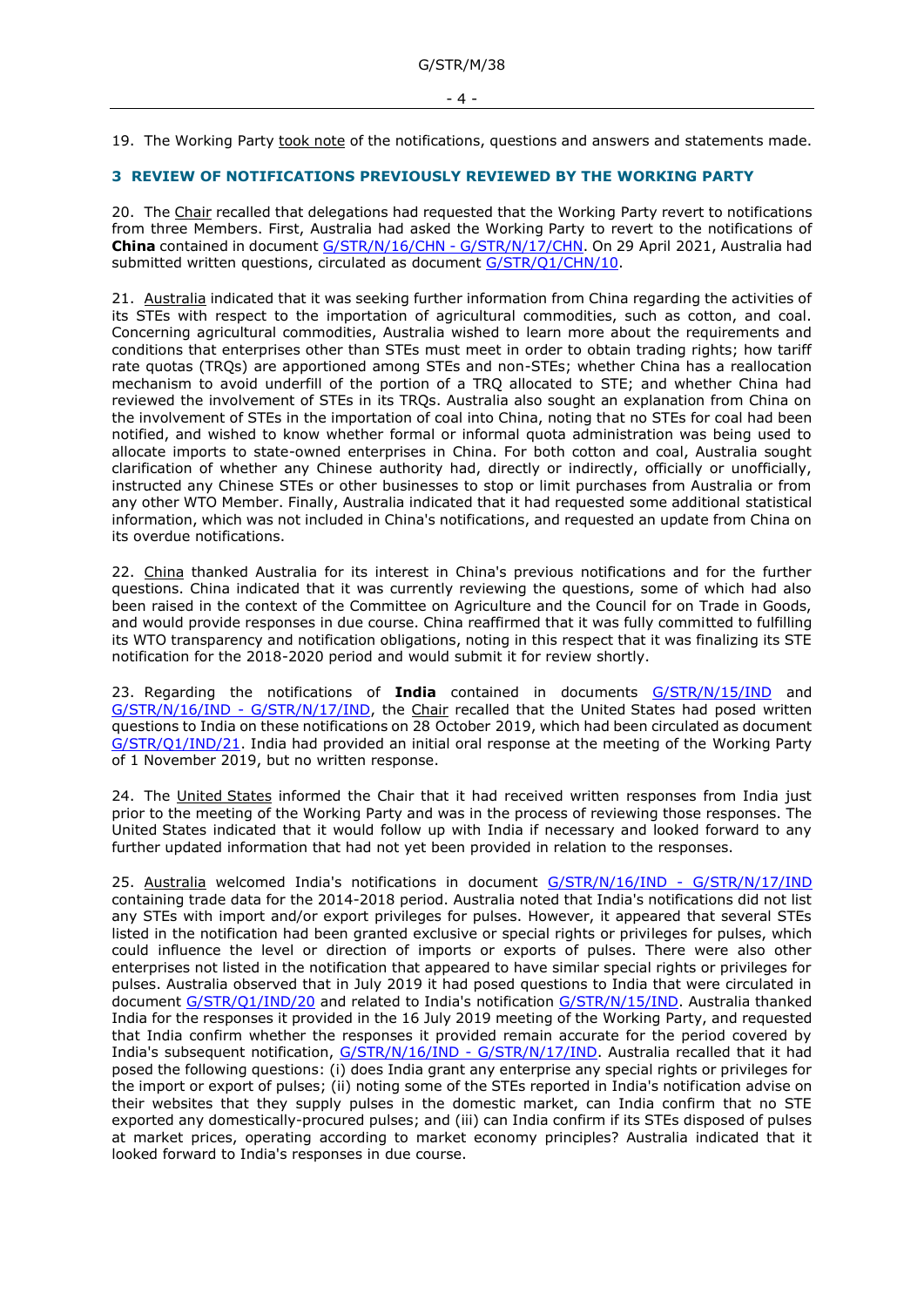19. The Working Party took note of the notifications, questions and answers and statements made.

## 3 REVIEW OF NOTIFICATIONS PREVIOUSLY REVIEWED BY THE WORKING PARTY

20. The Chair recalled that delegations had requested that the Working Party revert to notifications from three Members. First, Australia had asked the Working Party to revert to the notifications of **China** contained in document G/STR/N/16/CHN - G/STR/N/17/CHN. On 29 April 2021, Australia had submitted written questions, circulated as document G/STR/Q1/CHN/10.

21. Australia indicated that it was seeking further information from China regarding the activities of its STEs with respect to the importation of agricultural commodities, such as cotton, and coal. Concerning agricultural commodities, Australia wished to learn more about the requirements and conditions that enterprises other than STEs must meet in order to obtain trading rights; how tariff rate quotas (TRQs) are apportioned among STEs and non-STEs; whether China has a reallocation mechanism to avoid underfill of the portion of a TRQ allocated to STE; and whether China had reviewed the involvement of STEs in its TRQs. Australia also sought an explanation from China on the involvement of STEs in the importation of coal into China, noting that no STEs for coal had been notified, and wished to know whether formal or informal quota administration was being used to allocate imports to state-owned enterprises in China. For both cotton and coal, Australia sought clarification of whether any Chinese authority had, directly or indirectly, officially or unofficially, instructed any Chinese STEs or other businesses to stop or limit purchases from Australia or from any other WTO Member. Finally, Australia indicated that it had requested some additional statistical information, which was not included in China's notifications, and requested an update from China on its overdue notifications.

22. China thanked Australia for its interest in China's previous notifications and for the further questions. China indicated that it was currently reviewing the questions, some of which had also been raised in the context of the Committee on Agriculture and the Council for on Trade in Goods, and would provide responses in due course. China reaffirmed that it was fully committed to fulfilling its WTO transparency and notification obligations, noting in this respect that it was finalizing its STE notification for the 2018-2020 period and would submit it for review shortly.

23. Regarding the notifications of **India** contained in documents G/STR/N/15/IND and G/STR/N/16/IND - G/STR/N/17/IND, the Chair recalled that the United States had posed written questions to India on these notifications on 28 October 2019, which had been circulated as document G/STR/Q1/IND/21. India had provided an initial oral response at the meeting of the Working Party of 1 November 2019, but no written response.

24. The United States informed the Chair that it had received written responses from India just prior to the meeting of the Working Party and was in the process of reviewing those responses. The United States indicated that it would follow up with India if necessary and looked forward to any further updated information that had not yet been provided in relation to the responses.

25. Australia welcomed India's notifications in document G/STR/N/16/IND - G/STR/N/17/IND containing trade data for the 2014-2018 period. Australia noted that India's notifications did not list any STEs with import and/or export privileges for pulses. However, it appeared that several STEs listed in the notification had been granted exclusive or special rights or privileges for pulses, which could influence the level or direction of imports or exports of pulses. There were also other enterprises not listed in the notification that appeared to have similar special rights or privileges for pulses. Australia observed that in July 2019 it had posed questions to India that were circulated in document G/STR/Q1/IND/20 and related to India's notification G/STR/N/15/IND. Australia thanked India for the responses it provided in the 16 July 2019 meeting of the Working Party, and requested that India confirm whether the responses it provided remain accurate for the period covered by India's subsequent notification, G/STR/N/16/IND - G/STR/N/17/IND. Australia recalled that it had posed the following questions: (i) does India grant any enterprise any special rights or privileges for the import or export of pulses; (ii) noting some of the STEs reported in India's notification advise on their websites that they supply pulses in the domestic market, can India confirm that no STE exported any domestically-procured pulses; and (iii) can India confirm if its STEs disposed of pulses at market prices, operating according to market economy principles? Australia indicated that it looked forward to India's responses in due course.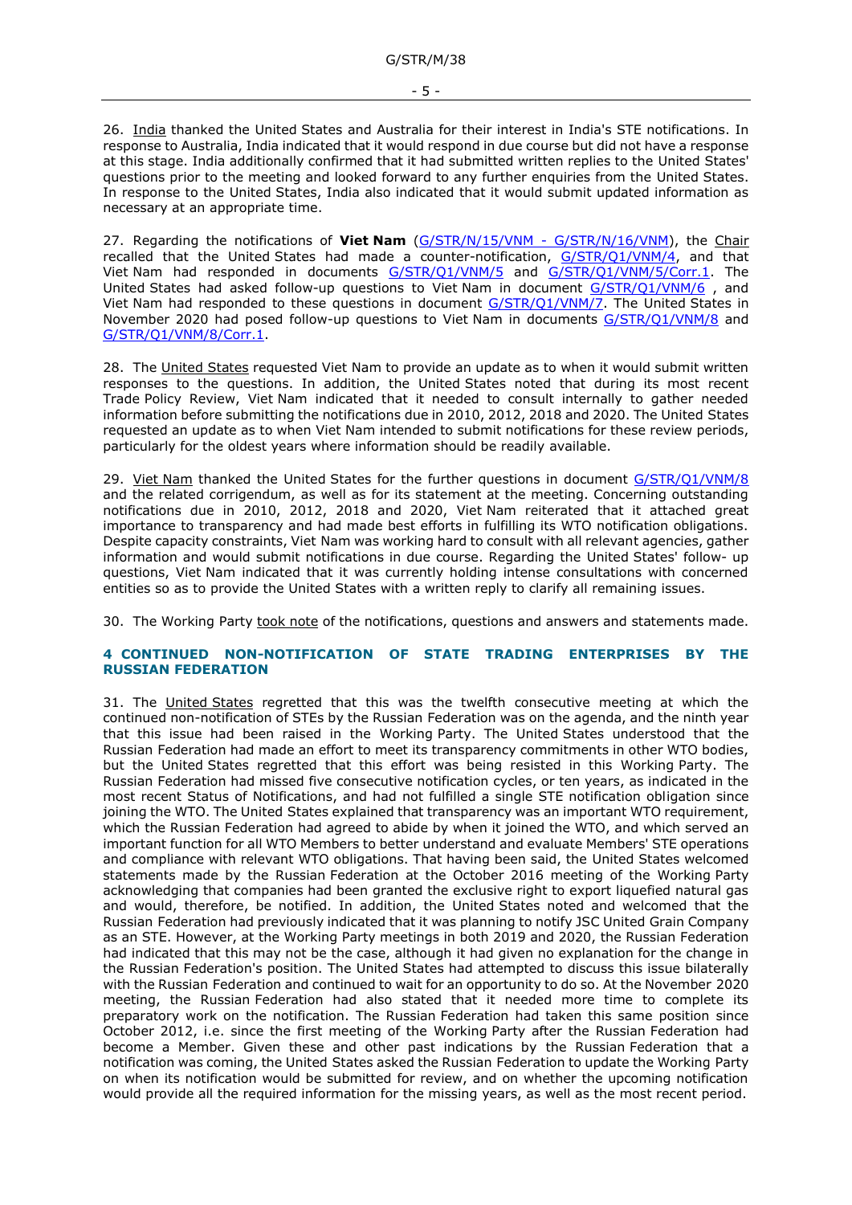26. India thanked the United States and Australia for their interest in India's STE notifications. In response to Australia, India indicated that it would respond in due course but did not have a response at this stage. India additionally confirmed that it had submitted written replies to the United States' questions prior to the meeting and looked forward to any further enquiries from the United States. In response to the United States, India also indicated that it would submit updated information as necessary at an appropriate time.

27. Regarding the notifications of **Viet Nam** (G/STR/N/15/VNM - G/STR/N/16/VNM), the Chair recalled that the United States had made a counter-notification, G/STR/Q1/VNM/4, and that Viet Nam had responded in documents G/STR/Q1/VNM/5 and G/STR/Q1/VNM/5/Corr.1. The United States had asked follow-up questions to Viet Nam in document G/STR/Q1/VNM/6 , and Viet Nam had responded to these questions in document G/STR/Q1/VNM/7. The United States in November 2020 had posed follow-up questions to Viet Nam in documents G/STR/Q1/VNM/8 and G/STR/Q1/VNM/8/Corr.1.

28. The United States requested Viet Nam to provide an update as to when it would submit written responses to the questions. In addition, the United States noted that during its most recent Trade Policy Review, Viet Nam indicated that it needed to consult internally to gather needed information before submitting the notifications due in 2010, 2012, 2018 and 2020. The United States requested an update as to when Viet Nam intended to submit notifications for these review periods, particularly for the oldest years where information should be readily available.

29. Viet Nam thanked the United States for the further questions in document G/STR/Q1/VNM/8 and the related corrigendum, as well as for its statement at the meeting. Concerning outstanding notifications due in 2010, 2012, 2018 and 2020, Viet Nam reiterated that it attached great importance to transparency and had made best efforts in fulfilling its WTO notification obligations. Despite capacity constraints, Viet Nam was working hard to consult with all relevant agencies, gather information and would submit notifications in due course. Regarding the United States' follow- up questions, Viet Nam indicated that it was currently holding intense consultations with concerned entities so as to provide the United States with a written reply to clarify all remaining issues.

30. The Working Party took note of the notifications, questions and answers and statements made.

## 4 CONTINUED NON-NOTIFICATION OF STATE TRADING ENTERPRISES BY THE RUSSIAN FEDERATION

31. The United States regretted that this was the twelfth consecutive meeting at which the continued non-notification of STEs by the Russian Federation was on the agenda, and the ninth year that this issue had been raised in the Working Party. The United States understood that the Russian Federation had made an effort to meet its transparency commitments in other WTO bodies, but the United States regretted that this effort was being resisted in this Working Party. The Russian Federation had missed five consecutive notification cycles, or ten years, as indicated in the most recent Status of Notifications, and had not fulfilled a single STE notification obligation since joining the WTO. The United States explained that transparency was an important WTO requirement, which the Russian Federation had agreed to abide by when it joined the WTO, and which served an important function for all WTO Members to better understand and evaluate Members' STE operations and compliance with relevant WTO obligations. That having been said, the United States welcomed statements made by the Russian Federation at the October 2016 meeting of the Working Party acknowledging that companies had been granted the exclusive right to export liquefied natural gas and would, therefore, be notified. In addition, the United States noted and welcomed that the Russian Federation had previously indicated that it was planning to notify JSC United Grain Company as an STE. However, at the Working Party meetings in both 2019 and 2020, the Russian Federation had indicated that this may not be the case, although it had given no explanation for the change in the Russian Federation's position. The United States had attempted to discuss this issue bilaterally with the Russian Federation and continued to wait for an opportunity to do so. At the November 2020 meeting, the Russian Federation had also stated that it needed more time to complete its preparatory work on the notification. The Russian Federation had taken this same position since October 2012, i.e. since the first meeting of the Working Party after the Russian Federation had become a Member. Given these and other past indications by the Russian Federation that a notification was coming, the United States asked the Russian Federation to update the Working Party on when its notification would be submitted for review, and on whether the upcoming notification would provide all the required information for the missing years, as well as the most recent period.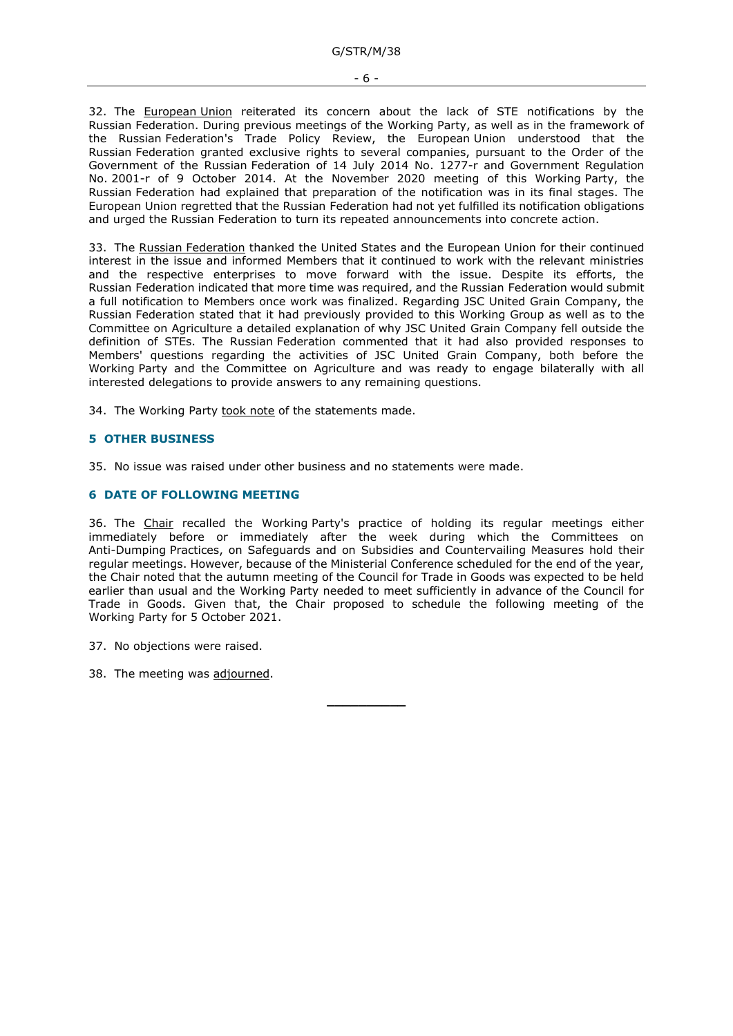32. The European Union reiterated its concern about the lack of STE notifications by the Russian Federation. During previous meetings of the Working Party, as well as in the framework of the Russian Federation's Trade Policy Review, the European Union understood that the Russian Federation granted exclusive rights to several companies, pursuant to the Order of the Government of the Russian Federation of 14 July 2014 No. 1277-r and Government Regulation No. 2001-r of 9 October 2014. At the November 2020 meeting of this Working Party, the Russian Federation had explained that preparation of the notification was in its final stages. The European Union regretted that the Russian Federation had not yet fulfilled its notification obligations and urged the Russian Federation to turn its repeated announcements into concrete action.

33. The Russian Federation thanked the United States and the European Union for their continued interest in the issue and informed Members that it continued to work with the relevant ministries and the respective enterprises to move forward with the issue. Despite its efforts, the Russian Federation indicated that more time was required, and the Russian Federation would submit a full notification to Members once work was finalized. Regarding JSC United Grain Company, the Russian Federation stated that it had previously provided to this Working Group as well as to the Committee on Agriculture a detailed explanation of why JSC United Grain Company fell outside the definition of STEs. The Russian Federation commented that it had also provided responses to Members' questions regarding the activities of JSC United Grain Company, both before the Working Party and the Committee on Agriculture and was ready to engage bilaterally with all interested delegations to provide answers to any remaining questions.

34. The Working Party took note of the statements made.

## 5 OTHER BUSINESS

35. No issue was raised under other business and no statements were made.

## 6 DATE OF FOLLOWING MEETING

36. The Chair recalled the Working Party's practice of holding its regular meetings either immediately before or immediately after the week during which the Committees on Anti-Dumping Practices, on Safeguards and on Subsidies and Countervailing Measures hold their regular meetings. However, because of the Ministerial Conference scheduled for the end of the year, the Chair noted that the autumn meeting of the Council for Trade in Goods was expected to be held earlier than usual and the Working Party needed to meet sufficiently in advance of the Council for Trade in Goods. Given that, the Chair proposed to schedule the following meeting of the Working Party for 5 October 2021.

37. No objections were raised.

38. The meeting was adjourned.

---